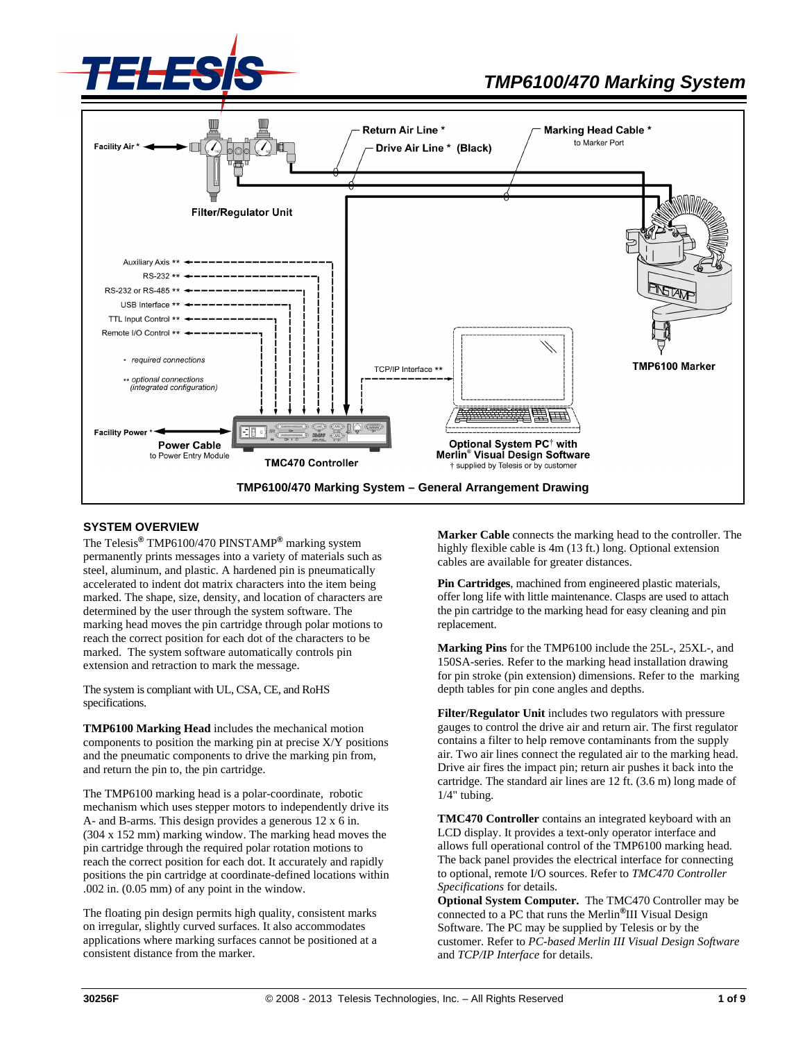# TMP6100/470 Marking System

Facility Air *

Filter/Regulator Unit

Return Air Line *

Drive Air Line * (Black)

Marking Head Cable *
to Marker Port

TMP6100 Marker

Auxiliary Axis **
RS-232 **
RS-232 or RS-485 **
USB Interface **
TTL Input Control **
Remote I/O Control **

\* required connections

\*\* optional connections (integrated configuration)

TCP/IP Interface **

Facility Power *

Power Cable
to Power Entry Module

TMC470 Controller

Optional System PC† with Merlin® Visual Design Software
† supplied by Telesis or by customer

**TMP6100/470 Marking System – General Arrangement Drawing**

## SYSTEM OVERVIEW

The Telesis® TMP6100/470 PINSTAMP® marking system permanently prints messages into a variety of materials such as steel, aluminum, and plastic. A hardened pin is pneumatically accelerated to indent dot matrix characters into the item being marked. The shape, size, density, and location of characters are determined by the user through the system software. The marking head moves the pin cartridge through polar motions to reach the correct position for each dot of the characters to be marked. The system software automatically controls pin extension and retraction to mark the message.

The system is compliant with UL, CSA, CE, and RoHS specifications.

**TMP6100 Marking Head** includes the mechanical motion components to position the marking pin at precise X/Y positions and the pneumatic components to drive the marking pin from, and return the pin to, the pin cartridge.

The TMP6100 marking head is a polar-coordinate, robotic mechanism which uses stepper motors to independently drive its A- and B-arms. This design provides a generous 12 x 6 in. (304 x 152 mm) marking window. The marking head moves the pin cartridge through the required polar rotation motions to reach the correct position for each dot. It accurately and rapidly positions the pin cartridge at coordinate-defined locations within .002 in. (0.05 mm) of any point in the window.

The floating pin design permits high quality, consistent marks on irregular, slightly curved surfaces. It also accommodates applications where marking surfaces cannot be positioned at a consistent distance from the marker.

**Marker Cable** connects the marking head to the controller. The highly flexible cable is 4m (13 ft.) long. Optional extension cables are available for greater distances.

**Pin Cartridges**, machined from engineered plastic materials, offer long life with little maintenance. Clasps are used to attach the pin cartridge to the marking head for easy cleaning and pin replacement.

**Marking Pins** for the TMP6100 include the 25L-, 25XL-, and 150SA-series. Refer to the marking head installation drawing for pin stroke (pin extension) dimensions. Refer to the marking depth tables for pin cone angles and depths.

**Filter/Regulator Unit** includes two regulators with pressure gauges to control the drive air and return air. The first regulator contains a filter to help remove contaminants from the supply air. Two air lines connect the regulated air to the marking head. Drive air fires the impact pin; return air pushes it back into the cartridge. The standard air lines are 12 ft. (3.6 m) long made of 1/4" tubing.

**TMC470 Controller** contains an integrated keyboard with an LCD display. It provides a text-only operator interface and allows full operational control of the TMP6100 marking head. The back panel provides the electrical interface for connecting to optional, remote I/O sources. Refer to *TMC470 Controller Specifications* for details.

**Optional System Computer.** The TMC470 Controller may be connected to a PC that runs the Merlin®III Visual Design Software. The PC may be supplied by Telesis or by the customer. Refer to *PC-based Merlin III Visual Design Software* and *TCP/IP Interface* for details.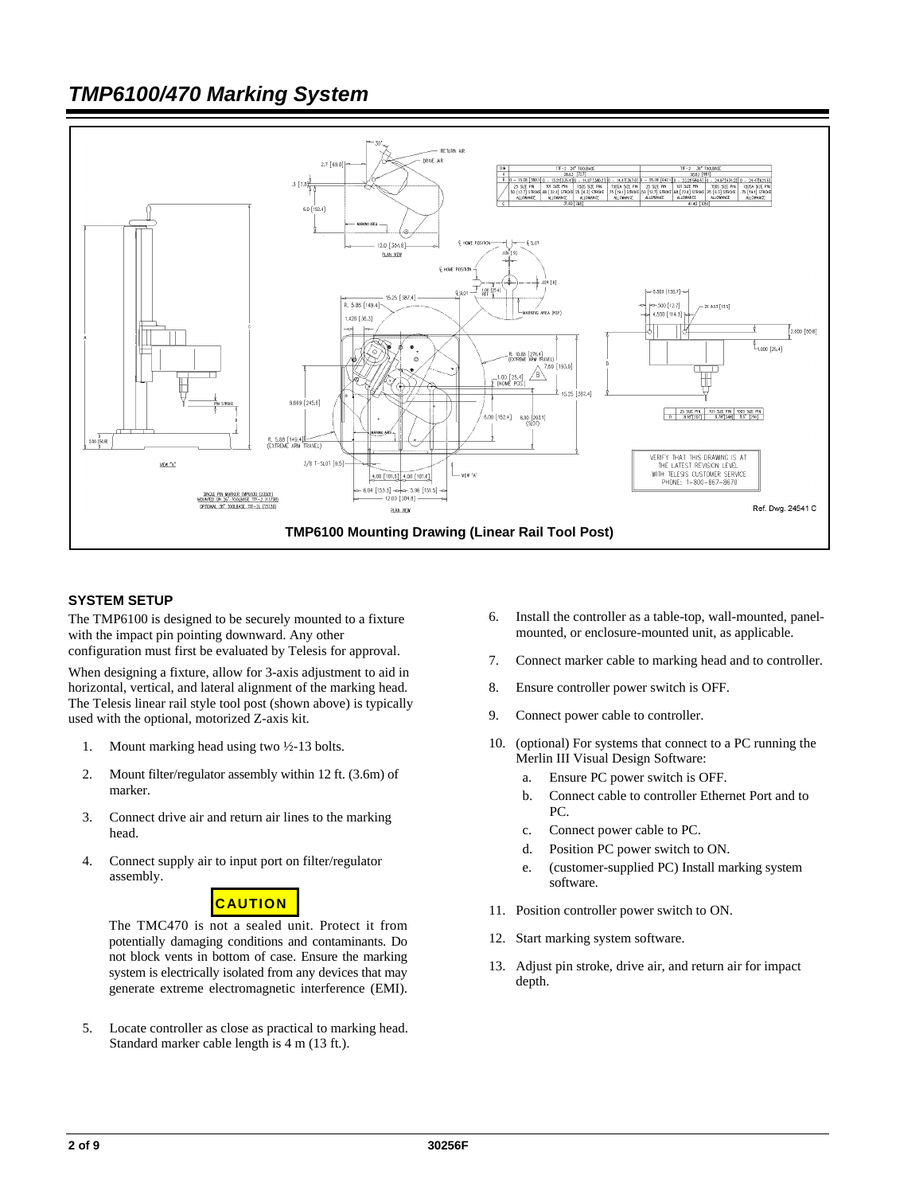## TMP6100/470 Marking System

**TMP6100 Mounting Drawing (Linear Rail Tool Post)**

Ref. Dwg. 24541 C

### SYSTEM SETUP

The TMP6100 is designed to be securely mounted to a fixture with the impact pin pointing downward. Any other configuration must first be evaluated by Telesis for approval.

When designing a fixture, allow for 3-axis adjustment to aid in horizontal, vertical, and lateral alignment of the marking head. The Telesis linear rail style tool post (shown above) is typically used with the optional, motorized Z-axis kit.

1. Mount marking head using two ½-13 bolts.
2. Mount filter/regulator assembly within 12 ft. (3.6m) of marker.
3. Connect drive air and return air lines to the marking head.
4. Connect supply air to input port on filter/regulator assembly.

   **CAUTION**

   The TMC470 is not a sealed unit. Protect it from potentially damaging conditions and contaminants. Do not block vents in bottom of case. Ensure the marking system is electrically isolated from any devices that may generate extreme electromagnetic interference (EMI).

5. Locate controller as close as practical to marking head. Standard marker cable length is 4 m (13 ft.).
6. Install the controller as a table-top, wall-mounted, panel-mounted, or enclosure-mounted unit, as applicable.
7. Connect marker cable to marking head and to controller.
8. Ensure controller power switch is OFF.
9. Connect power cable to controller.
10. (optional) For systems that connect to a PC running the Merlin III Visual Design Software:
    a. Ensure PC power switch is OFF.
    b. Connect cable to controller Ethernet Port and to PC.
    c. Connect power cable to PC.
    d. Position PC power switch to ON.
    e. (customer-supplied PC) Install marking system software.
11. Position controller power switch to ON.
12. Start marking system software.
13. Adjust pin stroke, drive air, and return air for impact depth.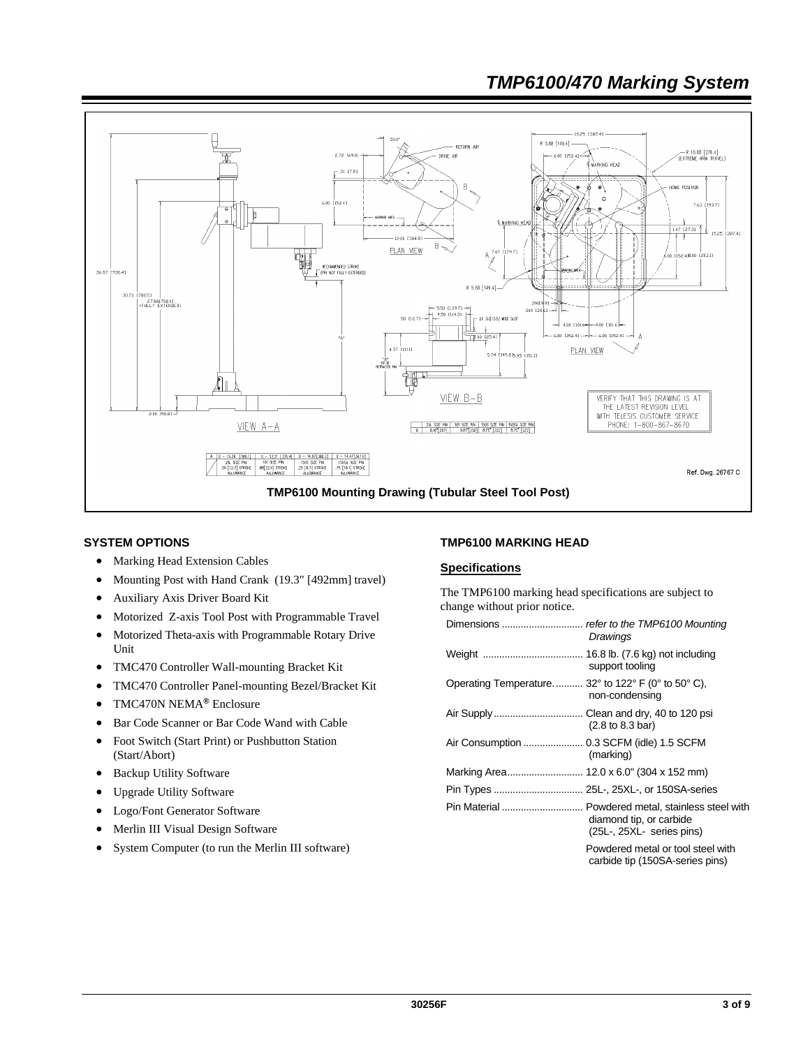# TMP6100/470 Marking System

TMP6100 Mounting Drawing (Tubular Steel Tool Post)

Ref. Dwg. 26767 C

## SYSTEM OPTIONS

- Marking Head Extension Cables
- Mounting Post with Hand Crank (19.3" [492mm] travel)
- Auxiliary Axis Driver Board Kit
- Motorized Z-axis Tool Post with Programmable Travel
- Motorized Theta-axis with Programmable Rotary Drive Unit
- TMC470 Controller Wall-mounting Bracket Kit
- TMC470 Controller Panel-mounting Bezel/Bracket Kit
- TMC470N NEMA® Enclosure
- Bar Code Scanner or Bar Code Wand with Cable
- Foot Switch (Start Print) or Pushbutton Station (Start/Abort)
- Backup Utility Software
- Upgrade Utility Software
- Logo/Font Generator Software
- Merlin III Visual Design Software
- System Computer (to run the Merlin III software)

## TMP6100 MARKING HEAD

### Specifications

The TMP6100 marking head specifications are subject to change without prior notice.

| | |
|---|---|
| Dimensions | *refer to the TMP6100 Mounting Drawings* |
| Weight | 16.8 lb. (7.6 kg) not including support tooling |
| Operating Temperature | 32° to 122° F (0° to 50° C), non-condensing |
| Air Supply | Clean and dry, 40 to 120 psi (2.8 to 8.3 bar) |
| Air Consumption | 0.3 SCFM (idle) 1.5 SCFM (marking) |
| Marking Area | 12.0 x 6.0" (304 x 152 mm) |
| Pin Types | 25L-, 25XL-, or 150SA-series |
| Pin Material | Powdered metal, stainless steel with diamond tip, or carbide (25L-, 25XL- series pins) |
| | Powdered metal or tool steel with carbide tip (150SA-series pins) |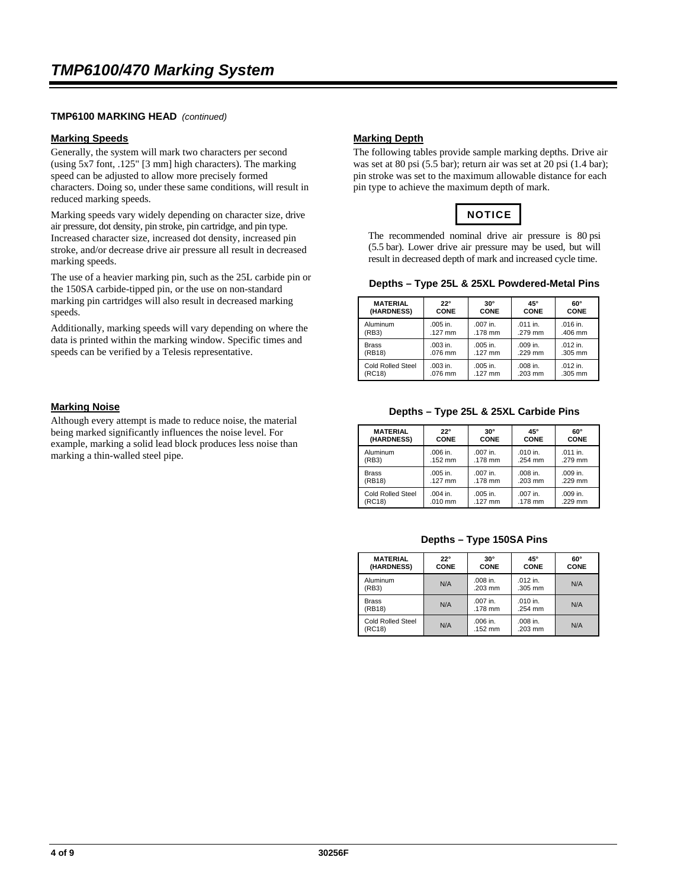# TMP6100/470 Marking System

## TMP6100 MARKING HEAD *(continued)*

### Marking Speeds

Generally, the system will mark two characters per second (using 5x7 font, .125" [3 mm] high characters). The marking speed can be adjusted to allow more precisely formed characters. Doing so, under these same conditions, will result in reduced marking speeds.

Marking speeds vary widely depending on character size, drive air pressure, dot density, pin stroke, pin cartridge, and pin type. Increased character size, increased dot density, increased pin stroke, and/or decrease drive air pressure all result in decreased marking speeds.

The use of a heavier marking pin, such as the 25L carbide pin or the 150SA carbide-tipped pin, or the use on non-standard marking pin cartridges will also result in decreased marking speeds.

Additionally, marking speeds will vary depending on where the data is printed within the marking window. Specific times and speeds can be verified by a Telesis representative.

### Marking Noise

Although every attempt is made to reduce noise, the material being marked significantly influences the noise level. For example, marking a solid lead block produces less noise than marking a thin-walled steel pipe.

### Marking Depth

The following tables provide sample marking depths. Drive air was set at 80 psi (5.5 bar); return air was set at 20 psi (1.4 bar); pin stroke was set to the maximum allowable distance for each pin type to achieve the maximum depth of mark.

**NOTICE**

The recommended nominal drive air pressure is 80 psi (5.5 bar). Lower drive air pressure may be used, but will result in decreased depth of mark and increased cycle time.

**Depths – Type 25L & 25XL Powdered-Metal Pins**

| MATERIAL (HARDNESS) | 22° CONE | 30° CONE | 45° CONE | 60° CONE |
|---|---|---|---|---|
| Aluminum (RB3) | .005 in. .127 mm | .007 in. .178 mm | .011 in. .279 mm | .016 in. .406 mm |
| Brass (RB18) | .003 in. .076 mm | .005 in. .127 mm | .009 in. .229 mm | .012 in. .305 mm |
| Cold Rolled Steel (RC18) | .003 in. .076 mm | .005 in. .127 mm | .008 in. .203 mm | .012 in. .305 mm |

**Depths – Type 25L & 25XL Carbide Pins**

| MATERIAL (HARDNESS) | 22° CONE | 30° CONE | 45° CONE | 60° CONE |
|---|---|---|---|---|
| Aluminum (RB3) | .006 in. .152 mm | .007 in. .178 mm | .010 in. .254 mm | .011 in. .279 mm |
| Brass (RB18) | .005 in. .127 mm | .007 in. .178 mm | .008 in. .203 mm | .009 in. .229 mm |
| Cold Rolled Steel (RC18) | .004 in. .010 mm | .005 in. .127 mm | .007 in. .178 mm | .009 in. .229 mm |

**Depths – Type 150SA Pins**

| MATERIAL (HARDNESS) | 22° CONE | 30° CONE | 45° CONE | 60° CONE |
|---|---|---|---|---|
| Aluminum (RB3) | N/A | .008 in. .203 mm | .012 in. .305 mm | N/A |
| Brass (RB18) | N/A | .007 in. .178 mm | .010 in. .254 mm | N/A |
| Cold Rolled Steel (RC18) | N/A | .006 in. .152 mm | .008 in. .203 mm | N/A |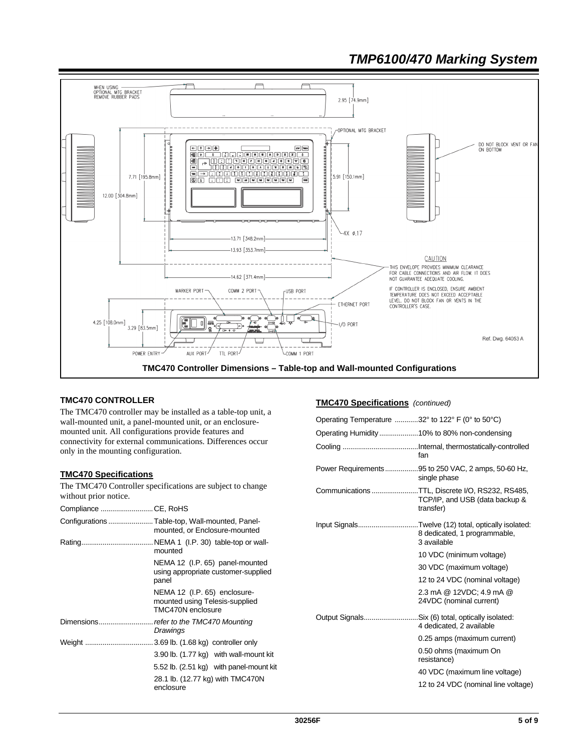TMC470 Controller Dimensions – Table-top and Wall-mounted Configurations

## TMC470 CONTROLLER

The TMC470 controller may be installed as a table-top unit, a wall-mounted unit, a panel-mounted unit, or an enclosure-mounted unit. All configurations provide features and connectivity for external communications. Differences occur only in the mounting configuration.

### TMC470 Specifications

The TMC470 Controller specifications are subject to change without prior notice.

| | |
|---|---|
| Compliance | CE, RoHS |
| Configurations | Table-top, Wall-mounted, Panel-mounted, or Enclosure-mounted |
| Rating | NEMA 1 (I.P. 30) table-top or wall-mounted |
| | NEMA 12 (I.P. 65) panel-mounted using appropriate customer-supplied panel |
| | NEMA 12 (I.P. 65) enclosure-mounted using Telesis-supplied TMC470N enclosure |
| Dimensions | *refer to the TMC470 Mounting Drawings* |
| Weight | 3.69 lb. (1.68 kg) controller only |
| | 3.90 lb. (1.77 kg) with wall-mount kit |
| | 5.52 lb. (2.51 kg) with panel-mount kit |
| | 28.1 lb. (12.77 kg) with TMC470N enclosure |

### TMC470 Specifications *(continued)*

| | |
|---|---|
| Operating Temperature | 32° to 122° F (0° to 50°C) |
| Operating Humidity | 10% to 80% non-condensing |
| Cooling | Internal, thermostatically-controlled fan |
| Power Requirements | 95 to 250 VAC, 2 amps, 50-60 Hz, single phase |
| Communications | TTL, Discrete I/O, RS232, RS485, TCP/IP, and USB (data backup & transfer) |
| Input Signals | Twelve (12) total, optically isolated: 8 dedicated, 1 programmable, 3 available |
| | 10 VDC (minimum voltage) |
| | 30 VDC (maximum voltage) |
| | 12 to 24 VDC (nominal voltage) |
| | 2.3 mA @ 12VDC; 4.9 mA @ 24VDC (nominal current) |
| Output Signals | Six (6) total, optically isolated: 4 dedicated, 2 available |
| | 0.25 amps (maximum current) |
| | 0.50 ohms (maximum On resistance) |
| | 40 VDC (maximum line voltage) |
| | 12 to 24 VDC (nominal line voltage) |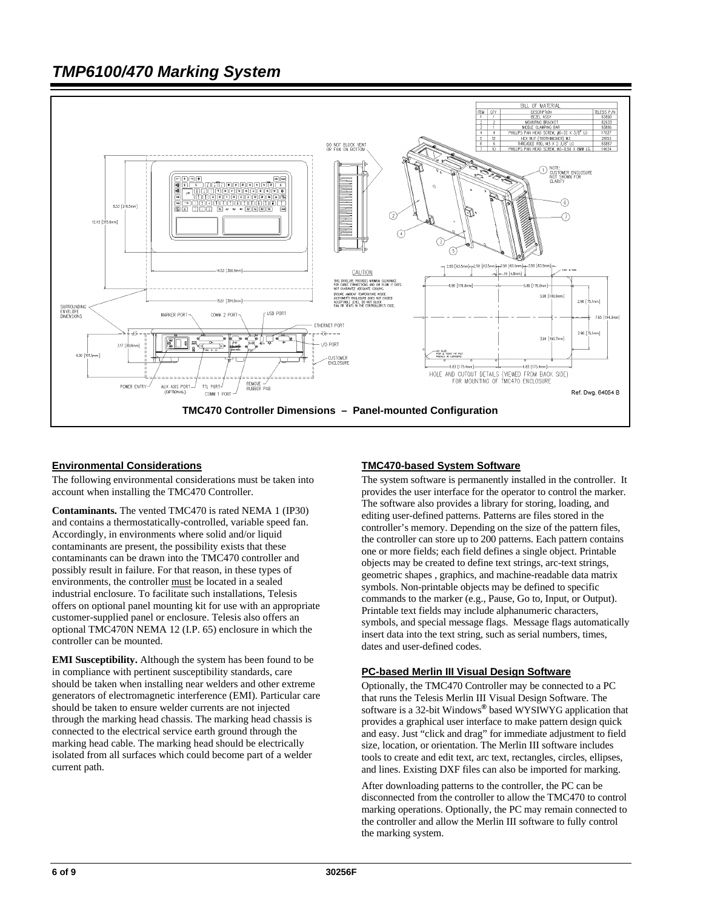# TMP6100/470 Marking System

| ITEM | QTY | DESCRIPTION | TELESIS P/N |
|---|---|---|---|
| 1 | 1 | BEZEL ASSY | 63860 |
| 2 | 2 | MOUNTING BRACKET | 62933 |
| 3 | 1 | MIDDLE CLAMPING BAR | 63866 |
| 4 | 4 | PHILLIPS PAN HEAD SCREW, #8-32 X 3/8" LG | 17637 |
| 5 | 12 | HEX NUT (TOOTHWASHER), M3 | 24153 |
| 6 | 6 | THREADED ROD, M3 X 2 3/8" LG | 63867 |
| 7 | 10 | PHILLIPS PAN HEAD SCREW, M3-0.50 X 8MM LG. | 14634 |

CAUTION
THIS ENVELOPE PROVIDES MINIMUM CLEARANCE FOR CABLE CONNECTIONS AND AIR FLOW. IT DOES NOT GUARANTEE ADEQUATE COOLING.
ENSURE AMBIENT TEMPERATURE INSIDE CUSTOMER'S ENCLOSURE DOES NOT EXCEED ACCEPTABLE LEVEL. DO NOT BLOCK FAN OR VENTS IN THE CONTROLLER'S CASE.

HOLE AND CUTOUT DETAILS (VIEWED FROM BACK SIDE) FOR MOUNTING OF TMC470 ENCLOSURE

Ref. Dwg. 64054 B

**TMC470 Controller Dimensions – Panel-mounted Configuration**

## Environmental Considerations

The following environmental considerations must be taken into account when installing the TMC470 Controller.

**Contaminants.** The vented TMC470 is rated NEMA 1 (IP30) and contains a thermostatically-controlled, variable speed fan. Accordingly, in environments where solid and/or liquid contaminants are present, the possibility exists that these contaminants can be drawn into the TMC470 controller and possibly result in failure. For that reason, in these types of environments, the controller must be located in a sealed industrial enclosure. To facilitate such installations, Telesis offers on optional panel mounting kit for use with an appropriate customer-supplied panel or enclosure. Telesis also offers an optional TMC470N NEMA 12 (I.P. 65) enclosure in which the controller can be mounted.

**EMI Susceptibility.** Although the system has been found to be in compliance with pertinent susceptibility standards, care should be taken when installing near welders and other extreme generators of electromagnetic interference (EMI). Particular care should be taken to ensure welder currents are not injected through the marking head chassis. The marking head chassis is connected to the electrical service earth ground through the marking head cable. The marking head should be electrically isolated from all surfaces which could become part of a welder current path.

## TMC470-based System Software

The system software is permanently installed in the controller. It provides the user interface for the operator to control the marker. The software also provides a library for storing, loading, and editing user-defined patterns. Patterns are files stored in the controller's memory. Depending on the size of the pattern files, the controller can store up to 200 patterns. Each pattern contains one or more fields; each field defines a single object. Printable objects may be created to define text strings, arc-text strings, geometric shapes , graphics, and machine-readable data matrix symbols. Non-printable objects may be defined to specific commands to the marker (e.g., Pause, Go to, Input, or Output). Printable text fields may include alphanumeric characters, symbols, and special message flags. Message flags automatically insert data into the text string, such as serial numbers, times, dates and user-defined codes.

## PC-based Merlin III Visual Design Software

Optionally, the TMC470 Controller may be connected to a PC that runs the Telesis Merlin III Visual Design Software. The software is a 32-bit Windows® based WYSIWYG application that provides a graphical user interface to make pattern design quick and easy. Just "click and drag" for immediate adjustment to field size, location, or orientation. The Merlin III software includes tools to create and edit text, arc text, rectangles, circles, ellipses, and lines. Existing DXF files can also be imported for marking.

After downloading patterns to the controller, the PC can be disconnected from the controller to allow the TMC470 to control marking operations. Optionally, the PC may remain connected to the controller and allow the Merlin III software to fully control the marking system.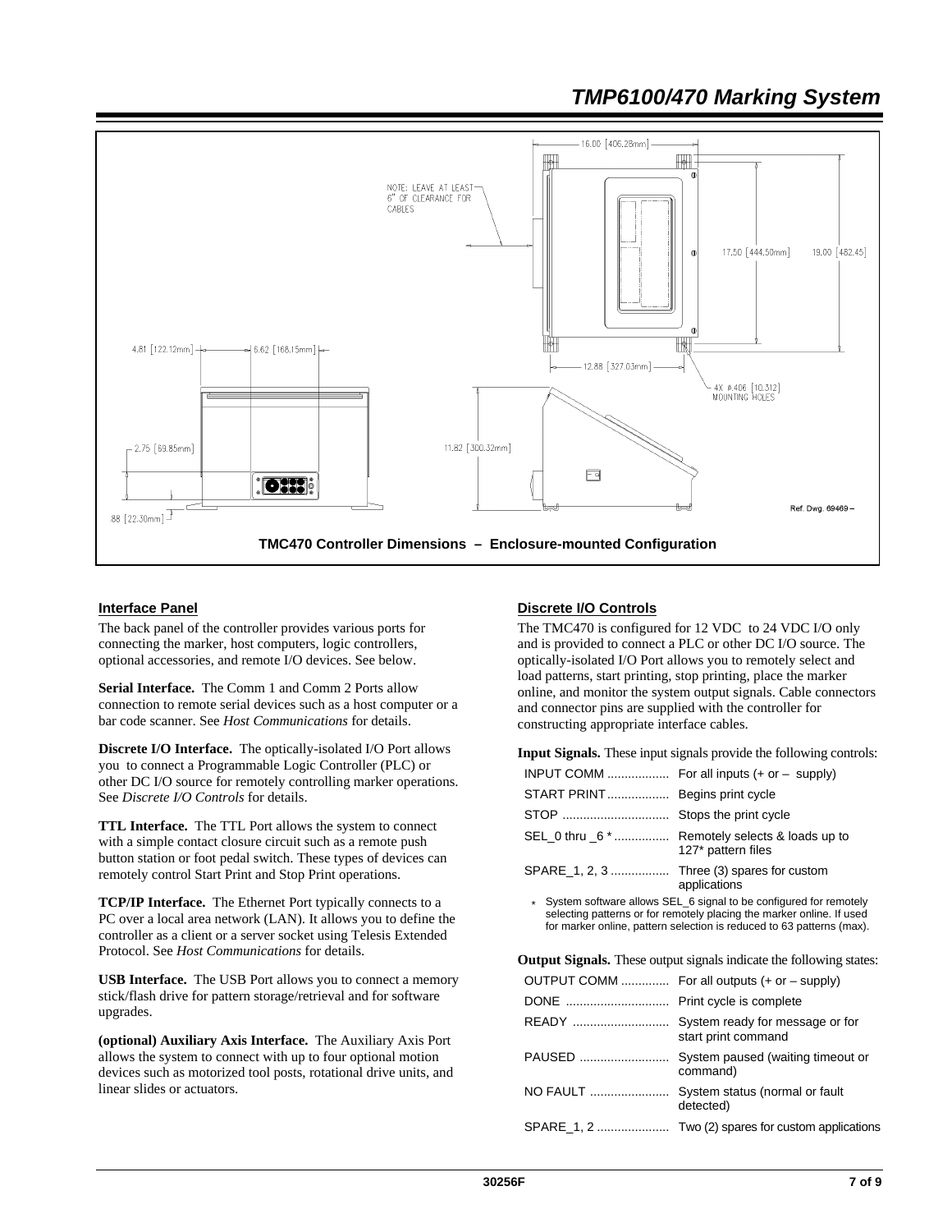**TMC470 Controller Dimensions – Enclosure-mounted Configuration**

### Interface Panel

The back panel of the controller provides various ports for connecting the marker, host computers, logic controllers, optional accessories, and remote I/O devices. See below.

**Serial Interface.** The Comm 1 and Comm 2 Ports allow connection to remote serial devices such as a host computer or a bar code scanner. See *Host Communications* for details.

**Discrete I/O Interface.** The optically-isolated I/O Port allows you to connect a Programmable Logic Controller (PLC) or other DC I/O source for remotely controlling marker operations. See *Discrete I/O Controls* for details.

**TTL Interface.** The TTL Port allows the system to connect with a simple contact closure circuit such as a remote push button station or foot pedal switch. These types of devices can remotely control Start Print and Stop Print operations.

**TCP/IP Interface.** The Ethernet Port typically connects to a PC over a local area network (LAN). It allows you to define the controller as a client or a server socket using Telesis Extended Protocol. See *Host Communications* for details.

**USB Interface.** The USB Port allows you to connect a memory stick/flash drive for pattern storage/retrieval and for software upgrades.

**(optional) Auxiliary Axis Interface.** The Auxiliary Axis Port allows the system to connect with up to four optional motion devices such as motorized tool posts, rotational drive units, and linear slides or actuators.

### Discrete I/O Controls

The TMC470 is configured for 12 VDC to 24 VDC I/O only and is provided to connect a PLC or other DC I/O source. The optically-isolated I/O Port allows you to remotely select and load patterns, start printing, stop printing, place the marker online, and monitor the system output signals. Cable connectors and connector pins are supplied with the controller for constructing appropriate interface cables.

**Input Signals.** These input signals provide the following controls:

| Signal | Function |
|---|---|
| INPUT COMM | For all inputs (+ or – supply) |
| START PRINT | Begins print cycle |
| STOP | Stops the print cycle |
| SEL_0 thru _6 * | Remotely selects & loads up to 127* pattern files |
| SPARE_1, 2, 3 | Three (3) spares for custom applications |

\* System software allows SEL_6 signal to be configured for remotely selecting patterns or for remotely placing the marker online. If used for marker online, pattern selection is reduced to 63 patterns (max).

**Output Signals.** These output signals indicate the following states:

| Signal | State |
|---|---|
| OUTPUT COMM | For all outputs (+ or – supply) |
| DONE | Print cycle is complete |
| READY | System ready for message or for start print command |
| PAUSED | System paused (waiting timeout or command) |
| NO FAULT | System status (normal or fault detected) |
| SPARE_1, 2 | Two (2) spares for custom applications |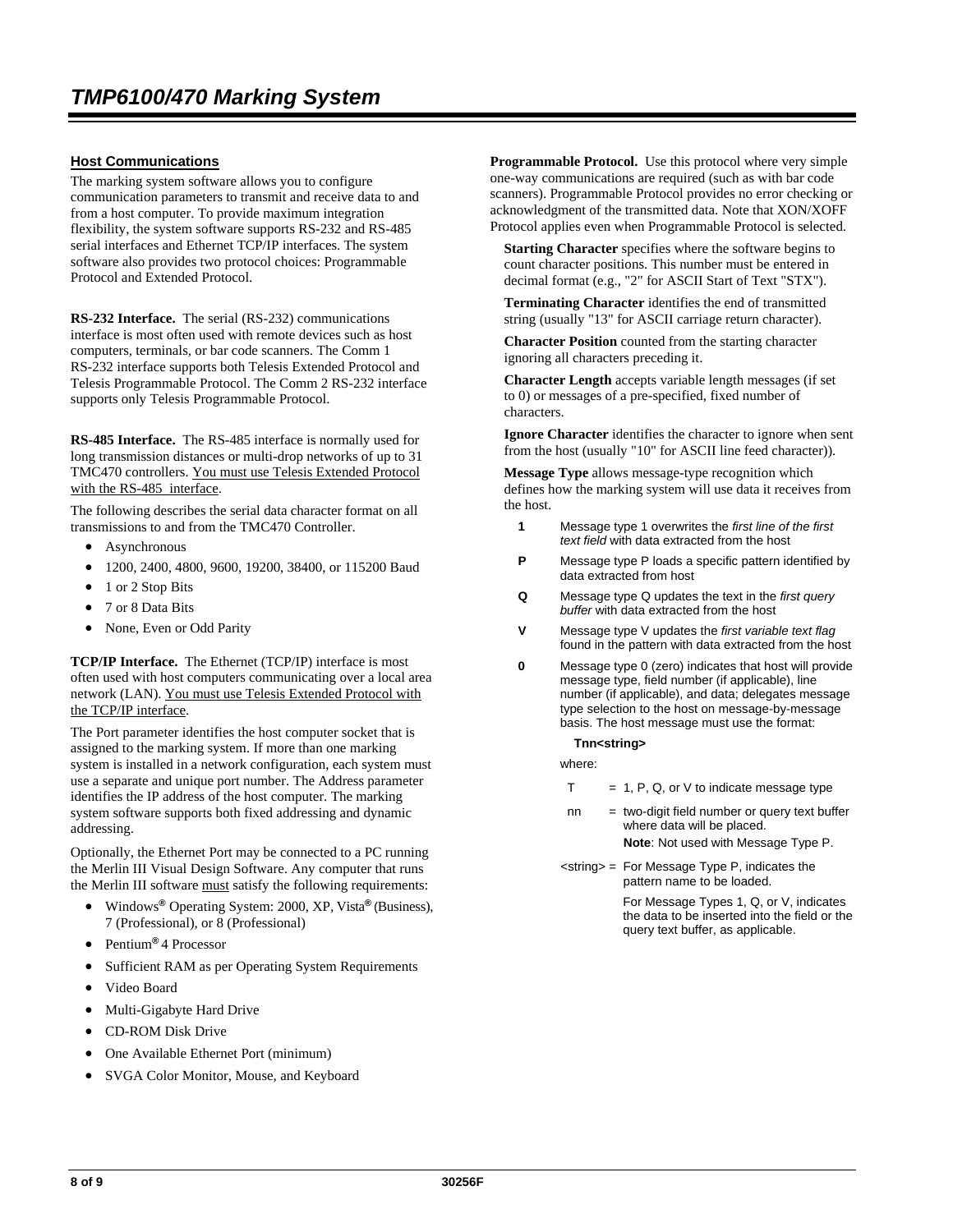## Host Communications

The marking system software allows you to configure communication parameters to transmit and receive data to and from a host computer. To provide maximum integration flexibility, the system software supports RS-232 and RS-485 serial interfaces and Ethernet TCP/IP interfaces. The system software also provides two protocol choices: Programmable Protocol and Extended Protocol.

**RS-232 Interface.** The serial (RS-232) communications interface is most often used with remote devices such as host computers, terminals, or bar code scanners. The Comm 1 RS-232 interface supports both Telesis Extended Protocol and Telesis Programmable Protocol. The Comm 2 RS-232 interface supports only Telesis Programmable Protocol.

**RS-485 Interface.** The RS-485 interface is normally used for long transmission distances or multi-drop networks of up to 31 TMC470 controllers. You must use Telesis Extended Protocol with the RS-485 interface.

The following describes the serial data character format on all transmissions to and from the TMC470 Controller.

- Asynchronous
- 1200, 2400, 4800, 9600, 19200, 38400, or 115200 Baud
- 1 or 2 Stop Bits
- 7 or 8 Data Bits
- None, Even or Odd Parity

**TCP/IP Interface.** The Ethernet (TCP/IP) interface is most often used with host computers communicating over a local area network (LAN). You must use Telesis Extended Protocol with the TCP/IP interface.

The Port parameter identifies the host computer socket that is assigned to the marking system. If more than one marking system is installed in a network configuration, each system must use a separate and unique port number. The Address parameter identifies the IP address of the host computer. The marking system software supports both fixed addressing and dynamic addressing.

Optionally, the Ethernet Port may be connected to a PC running the Merlin III Visual Design Software. Any computer that runs the Merlin III software must satisfy the following requirements:

- Windows® Operating System: 2000, XP, Vista® (Business), 7 (Professional), or 8 (Professional)
- Pentium® 4 Processor
- Sufficient RAM as per Operating System Requirements
- Video Board
- Multi-Gigabyte Hard Drive
- CD-ROM Disk Drive
- One Available Ethernet Port (minimum)
- SVGA Color Monitor, Mouse, and Keyboard

**Programmable Protocol.** Use this protocol where very simple one-way communications are required (such as with bar code scanners). Programmable Protocol provides no error checking or acknowledgment of the transmitted data. Note that XON/XOFF Protocol applies even when Programmable Protocol is selected.

**Starting Character** specifies where the software begins to count character positions. This number must be entered in decimal format (e.g., "2" for ASCII Start of Text "STX").

**Terminating Character** identifies the end of transmitted string (usually "13" for ASCII carriage return character).

**Character Position** counted from the starting character ignoring all characters preceding it.

**Character Length** accepts variable length messages (if set to 0) or messages of a pre-specified, fixed number of characters.

**Ignore Character** identifies the character to ignore when sent from the host (usually "10" for ASCII line feed character)).

**Message Type** allows message-type recognition which defines how the marking system will use data it receives from the host.

- **1** Message type 1 overwrites the *first line of the first text field* with data extracted from the host
- **P** Message type P loads a specific pattern identified by data extracted from host
- **Q** Message type Q updates the text in the *first query buffer* with data extracted from the host
- **V** Message type V updates the *first variable text flag* found in the pattern with data extracted from the host
- **0** Message type 0 (zero) indicates that host will provide message type, field number (if applicable), line number (if applicable), and data; delegates message type selection to the host on message-by-message basis. The host message must use the format:

  **Tnn<string>**

  where:

  T = 1, P, Q, or V to indicate message type

  nn = two-digit field number or query text buffer where data will be placed.
  **Note**: Not used with Message Type P.

  <string> = For Message Type P, indicates the pattern name to be loaded.
  For Message Types 1, Q, or V, indicates the data to be inserted into the field or the query text buffer, as applicable.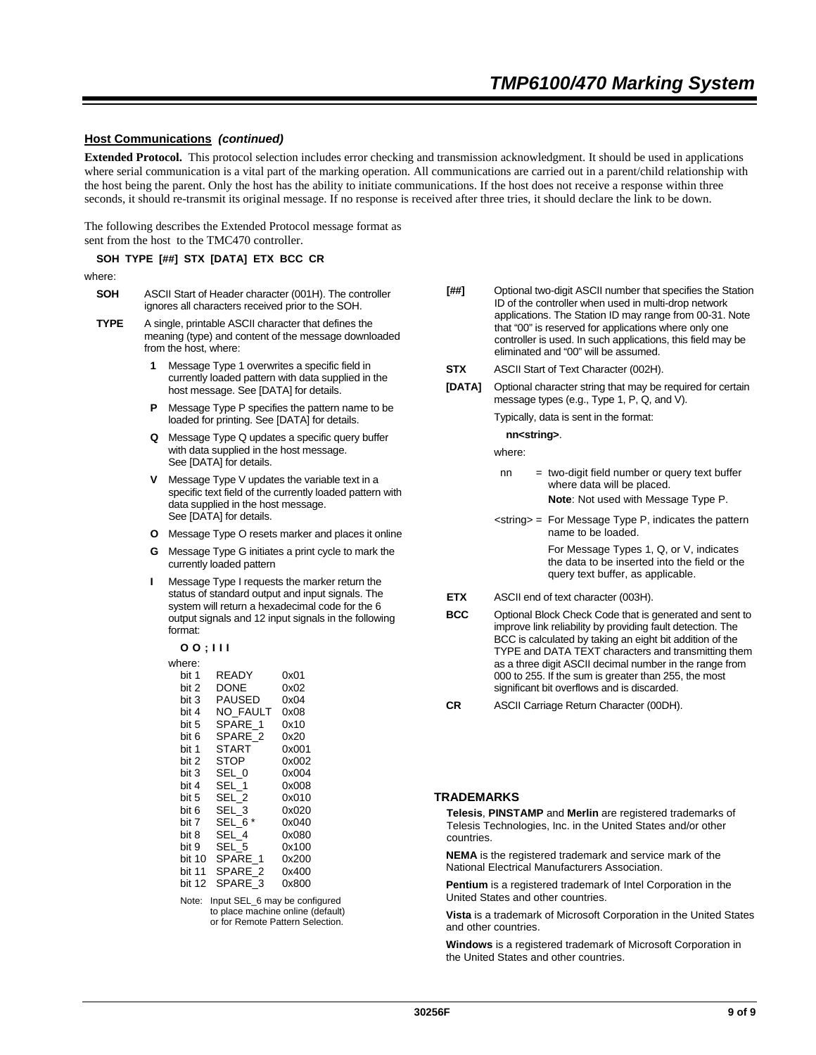## Host Communications *(continued)*

**Extended Protocol.** This protocol selection includes error checking and transmission acknowledgment. It should be used in applications where serial communication is a vital part of the marking operation. All communications are carried out in a parent/child relationship with the host being the parent. Only the host has the ability to initiate communications. If the host does not receive a response within three seconds, it should re-transmit its original message. If no response is received after three tries, it should declare the link to be down.

The following describes the Extended Protocol message format as sent from the host to the TMC470 controller.

**SOH TYPE [##] STX [DATA] ETX BCC CR**

where:

**SOH** ASCII Start of Header character (001H). The controller ignores all characters received prior to the SOH.

**TYPE** A single, printable ASCII character that defines the meaning (type) and content of the message downloaded from the host, where:

- **1** Message Type 1 overwrites a specific field in currently loaded pattern with data supplied in the host message. See [DATA] for details.
- **P** Message Type P specifies the pattern name to be loaded for printing. See [DATA] for details.
- **Q** Message Type Q updates a specific query buffer with data supplied in the host message. See [DATA] for details.
- **V** Message Type V updates the variable text in a specific text field of the currently loaded pattern with data supplied in the host message. See [DATA] for details.
- **O** Message Type O resets marker and places it online
- **G** Message Type G initiates a print cycle to mark the currently loaded pattern
- **I** Message Type I requests the marker return the status of standard output and input signals. The system will return a hexadecimal code for the 6 output signals and 12 input signals in the following format:

  **O O ; I I I**

  where:

| | | |
|---|---|---|
| bit 1 | READY | 0x01 |
| bit 2 | DONE | 0x02 |
| bit 3 | PAUSED | 0x04 |
| bit 4 | NO_FAULT | 0x08 |
| bit 5 | SPARE_1 | 0x10 |
| bit 6 | SPARE_2 | 0x20 |
| bit 1 | START | 0x001 |
| bit 2 | STOP | 0x002 |
| bit 3 | SEL_0 | 0x004 |
| bit 4 | SEL_1 | 0x008 |
| bit 5 | SEL_2 | 0x010 |
| bit 6 | SEL_3 | 0x020 |
| bit 7 | SEL_6 * | 0x040 |
| bit 8 | SEL_4 | 0x080 |
| bit 9 | SEL_5 | 0x100 |
| bit 10 | SPARE_1 | 0x200 |
| bit 11 | SPARE_2 | 0x400 |
| bit 12 | SPARE_3 | 0x800 |

  Note: Input SEL_6 may be configured to place machine online (default) or for Remote Pattern Selection.

**[##]** Optional two-digit ASCII number that specifies the Station ID of the controller when used in multi-drop network applications. The Station ID may range from 00-31. Note that "00" is reserved for applications where only one controller is used. In such applications, this field may be eliminated and "00" will be assumed.

**STX** ASCII Start of Text Character (002H).

**[DATA]** Optional character string that may be required for certain message types (e.g., Type 1, P, Q, and V).

Typically, data is sent in the format:

**nn<string>**.

where:

- nn = two-digit field number or query text buffer where data will be placed.
  **Note**: Not used with Message Type P.
- <string> = For Message Type P, indicates the pattern name to be loaded.
  For Message Types 1, Q, or V, indicates the data to be inserted into the field or the query text buffer, as applicable.

**ETX** ASCII end of text character (003H).

**BCC** Optional Block Check Code that is generated and sent to improve link reliability by providing fault detection. The BCC is calculated by taking an eight bit addition of the TYPE and DATA TEXT characters and transmitting them as a three digit ASCII decimal number in the range from 000 to 255. If the sum is greater than 255, the most significant bit overflows and is discarded.

**CR** ASCII Carriage Return Character (00DH).

## TRADEMARKS

**Telesis**, **PINSTAMP** and **Merlin** are registered trademarks of Telesis Technologies, Inc. in the United States and/or other countries.

**NEMA** is the registered trademark and service mark of the National Electrical Manufacturers Association.

**Pentium** is a registered trademark of Intel Corporation in the United States and other countries.

**Vista** is a trademark of Microsoft Corporation in the United States and other countries.

**Windows** is a registered trademark of Microsoft Corporation in the United States and other countries.